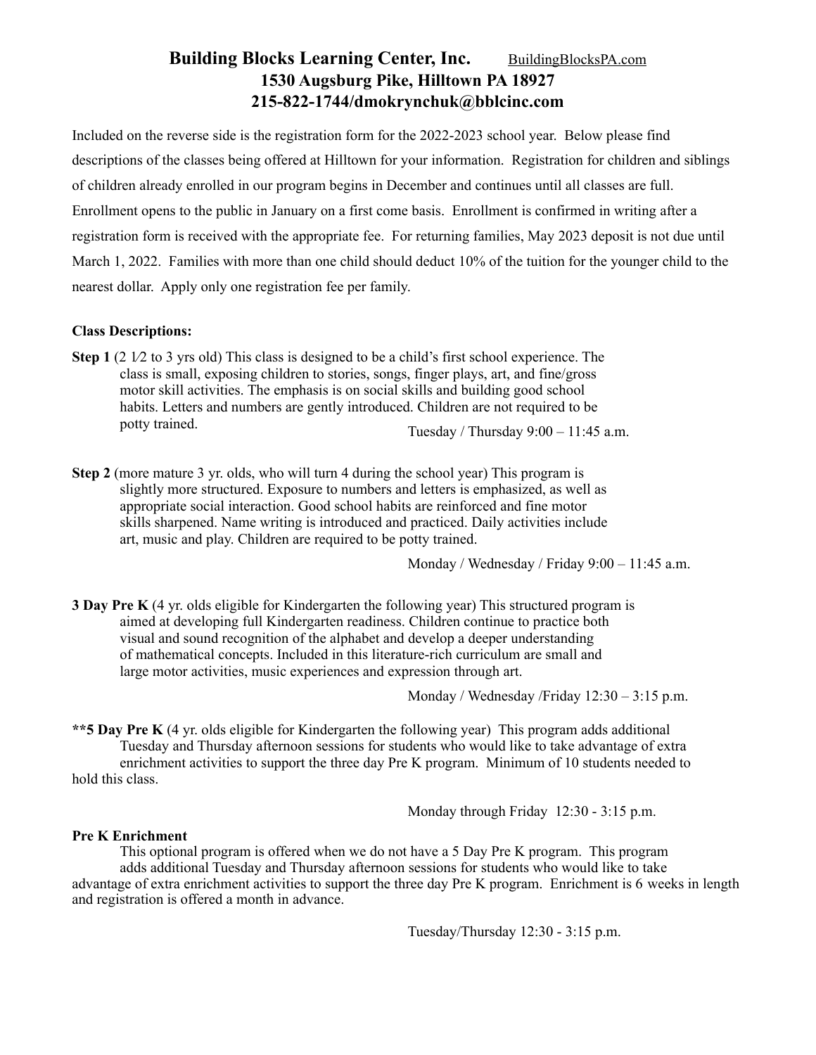# Building Blocks Learning Center, Inc. BuildingBlocksPA.com

**1530 Augsburg Pike, Hilltown PA 18927**

**215-822-1744/dmokrynchuk@bblcinc.com**

Included on the reverse side is the registration form for the 2022-2023 school year. Below please find descriptions of the classes being offered at Hilltown for your information. Registration for children and siblings of children already enrolled in our program begins in December and continues until all classes are full. Enrollment opens to the public in January on a first come basis. Enrollment is confirmed in writing after a registration form is received with the appropriate fee. For returning families, May 2023 deposit is not due until March 1, 2022. Families with more than one child should deduct 10% of the tuition for the younger child to the nearest dollar. Apply only one registration fee per family.

**Class Descriptions:**

**Step 1** (2 1⁄2 to 3 yrs old) This class is designed to be a child's first school experience. The class is small, exposing children to stories, songs, finger plays, art, and fine/gross motor skill activities. The emphasis is on social skills and building good school habits. Letters and numbers are gently introduced. Children are not required to be potty trained.

Tuesday / Thursday 9:00 – 11:45 a.m.

**Step 2** (more mature 3 yr. olds, who will turn 4 during the school year) This program is slightly more structured. Exposure to numbers and letters is emphasized, as well as appropriate social interaction. Good school habits are reinforced and fine motor skills sharpened. Name writing is introduced and practiced. Daily activities include art, music and play. Children are required to be potty trained.

Monday / Wednesday / Friday 9:00 – 11:45 a.m.

**3 Day Pre K** (4 yr. olds eligible for Kindergarten the following year) This structured program is aimed at developing full Kindergarten readiness. Children continue to practice both visual and sound recognition of the alphabet and develop a deeper understanding of mathematical concepts. Included in this literature-rich curriculum are small and large motor activities, music experiences and expression through art.

Monday / Wednesday /Friday 12:30 – 3:15 p.m.

****5 Day Pre K** (4 yr. olds eligible for Kindergarten the following year) This program adds additional Tuesday and Thursday afternoon sessions for students who would like to take advantage of extra enrichment activities to support the three day Pre K program. Minimum of 10 students needed to hold this class.

Monday through Friday 12:30 - 3:15 p.m.

**Pre K Enrichment**

This optional program is offered when we do not have a 5 Day Pre K program. This program adds additional Tuesday and Thursday afternoon sessions for students who would like to take advantage of extra enrichment activities to support the three day Pre K program. Enrichment is 6 weeks in length and registration is offered a month in advance.

Tuesday/Thursday 12:30 - 3:15 p.m.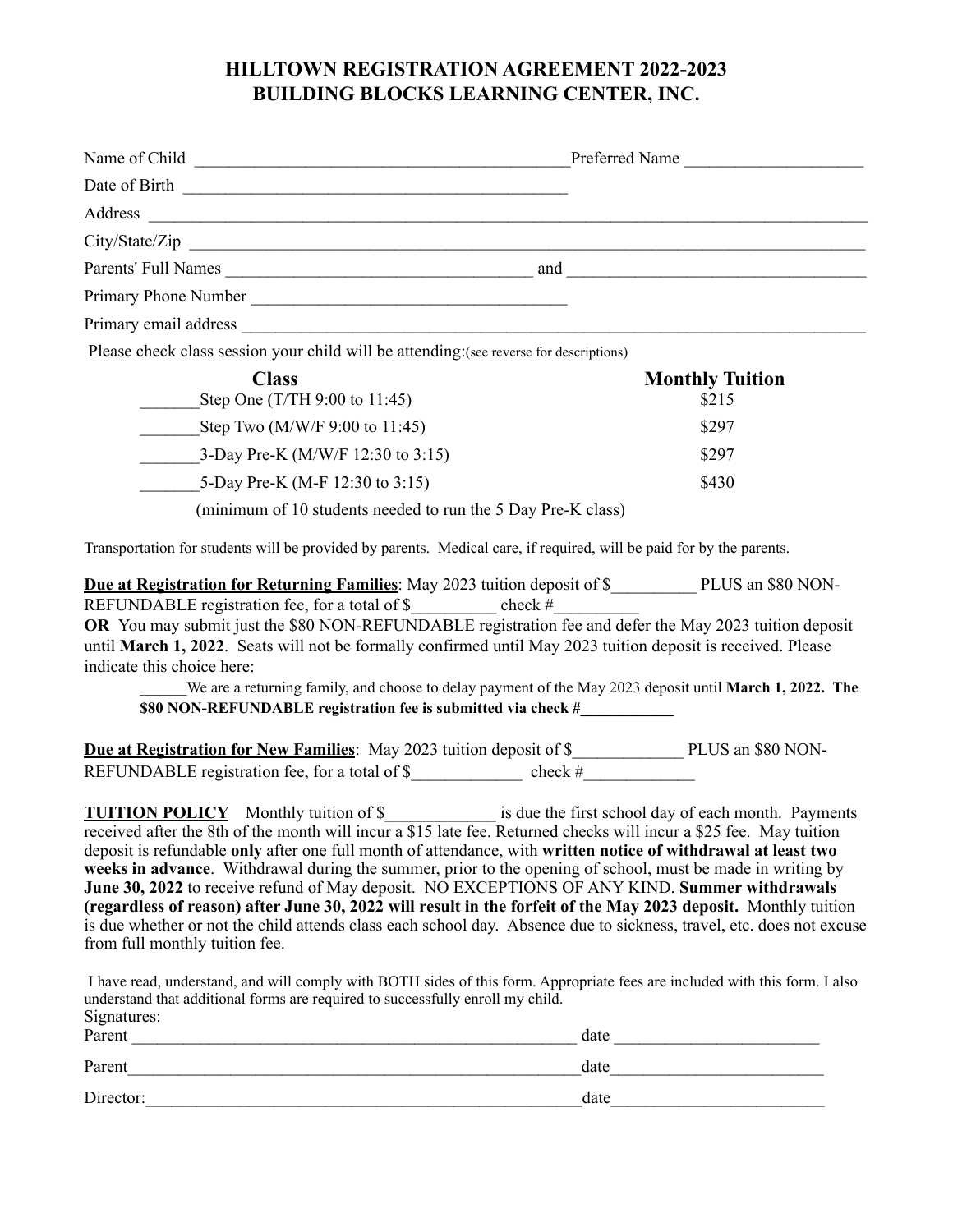# HILLTOWN REGISTRATION AGREEMENT 2022-2023
# BUILDING BLOCKS LEARNING CENTER, INC.

Name of Child ____________________________________________ Preferred Name ____________________

Date of Birth ____________________________________________

Address ____________________________________________________________________________________

City/State/Zip _____________________________________________________________________________

Parents' Full Names ___________________________________ and ___________________________________

Primary Phone Number ___________________________________

Primary email address ______________________________________________________________________

Please check class session your child will be attending:(see reverse for descriptions)

| Class | Monthly Tuition |
|---|---|
| _______Step One (T/TH 9:00 to 11:45) | $215 |
| _______Step Two (M/W/F 9:00 to 11:45) | $297 |
| _______3-Day Pre-K (M/W/F 12:30 to 3:15) | $297 |
| _______5-Day Pre-K (M-F 12:30 to 3:15) | $430 |

(minimum of 10 students needed to run the 5 Day Pre-K class)

Transportation for students will be provided by parents. Medical care, if required, will be paid for by the parents.

**<u>Due at Registration for Returning Families</u>**: May 2023 tuition deposit of $__________ PLUS an $80 NON-REFUNDABLE registration fee, for a total of $__________ check #__________

**OR** You may submit just the $80 NON-REFUNDABLE registration fee and defer the May 2023 tuition deposit until **March 1, 2022**. Seats will not be formally confirmed until May 2023 tuition deposit is received. Please indicate this choice here:

______We are a returning family, and choose to delay payment of the May 2023 deposit until **March 1, 2022. The $80 NON-REFUNDABLE registration fee is submitted via check #____________**

**<u>Due at Registration for New Families</u>**: May 2023 tuition deposit of $_____________ PLUS an $80 NON-REFUNDABLE registration fee, for a total of $_____________ check #_____________

**<u>TUITION POLICY</u>** Monthly tuition of $_____________ is due the first school day of each month. Payments received after the 8th of the month will incur a $15 late fee. Returned checks will incur a $25 fee. May tuition deposit is refundable **only** after one full month of attendance, with **written notice of withdrawal at least two weeks in advance**. Withdrawal during the summer, prior to the opening of school, must be made in writing by **June 30, 2022** to receive refund of May deposit. NO EXCEPTIONS OF ANY KIND. **Summer withdrawals (regardless of reason) after June 30, 2022 will result in the forfeit of the May 2023 deposit.** Monthly tuition is due whether or not the child attends class each school day. Absence due to sickness, travel, etc. does not excuse from full monthly tuition fee.

I have read, understand, and will comply with BOTH sides of this form. Appropriate fees are included with this form. I also understand that additional forms are required to successfully enroll my child.

Signatures:

Parent ______________________________________________________ date ________________________

Parent ______________________________________________________ date ________________________

Director: ____________________________________________________ date ________________________